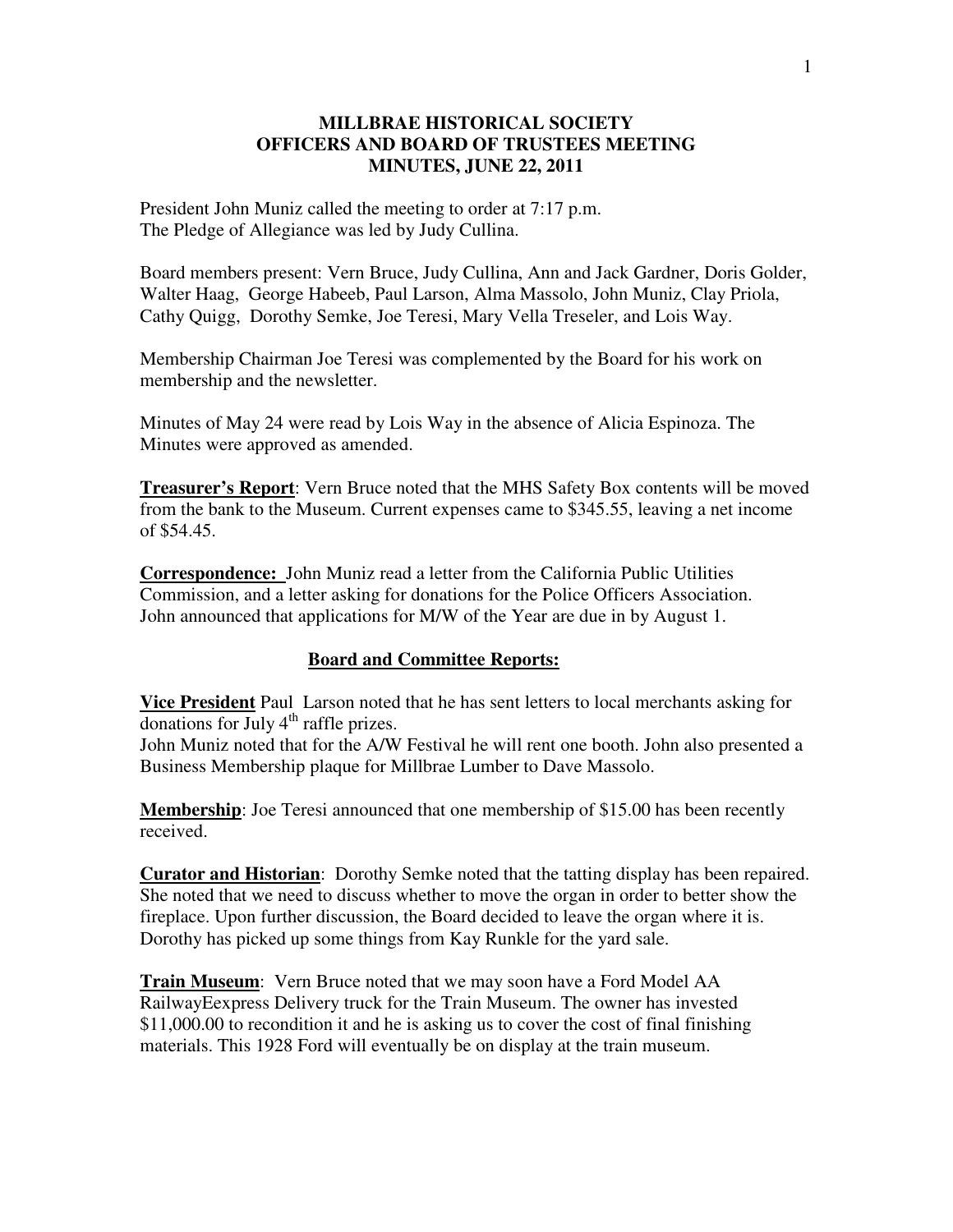# MILLBRAE HISTORICAL SOCIETY
## OFFICERS AND BOARD OF TRUSTEES MEETING
## MINUTES, JUNE 22, 2011

President John Muniz called the meeting to order at 7:17 p.m.
The Pledge of Allegiance was led by Judy Cullina.

Board members present: Vern Bruce, Judy Cullina, Ann and Jack Gardner, Doris Golder, Walter Haag, George Habeeb, Paul Larson, Alma Massolo, John Muniz, Clay Priola, Cathy Quigg, Dorothy Semke, Joe Teresi, Mary Vella Treseler, and Lois Way.

Membership Chairman Joe Teresi was complemented by the Board for his work on membership and the newsletter.

Minutes of May 24 were read by Lois Way in the absence of Alicia Espinoza. The Minutes were approved as amended.

**Treasurer's Report**: Vern Bruce noted that the MHS Safety Box contents will be moved from the bank to the Museum. Current expenses came to $345.55, leaving a net income of $54.45.

**Correspondence:** John Muniz read a letter from the California Public Utilities Commission, and a letter asking for donations for the Police Officers Association. John announced that applications for M/W of the Year are due in by August 1.

## Board and Committee Reports:

**Vice President** Paul Larson noted that he has sent letters to local merchants asking for donations for July 4th raffle prizes.
John Muniz noted that for the A/W Festival he will rent one booth. John also presented a Business Membership plaque for Millbrae Lumber to Dave Massolo.

**Membership**: Joe Teresi announced that one membership of $15.00 has been recently received.

**Curator and Historian**: Dorothy Semke noted that the tatting display has been repaired. She noted that we need to discuss whether to move the organ in order to better show the fireplace. Upon further discussion, the Board decided to leave the organ where it is. Dorothy has picked up some things from Kay Runkle for the yard sale.

**Train Museum**: Vern Bruce noted that we may soon have a Ford Model AA RailwayEexpress Delivery truck for the Train Museum. The owner has invested $11,000.00 to recondition it and he is asking us to cover the cost of final finishing materials. This 1928 Ford will eventually be on display at the train museum.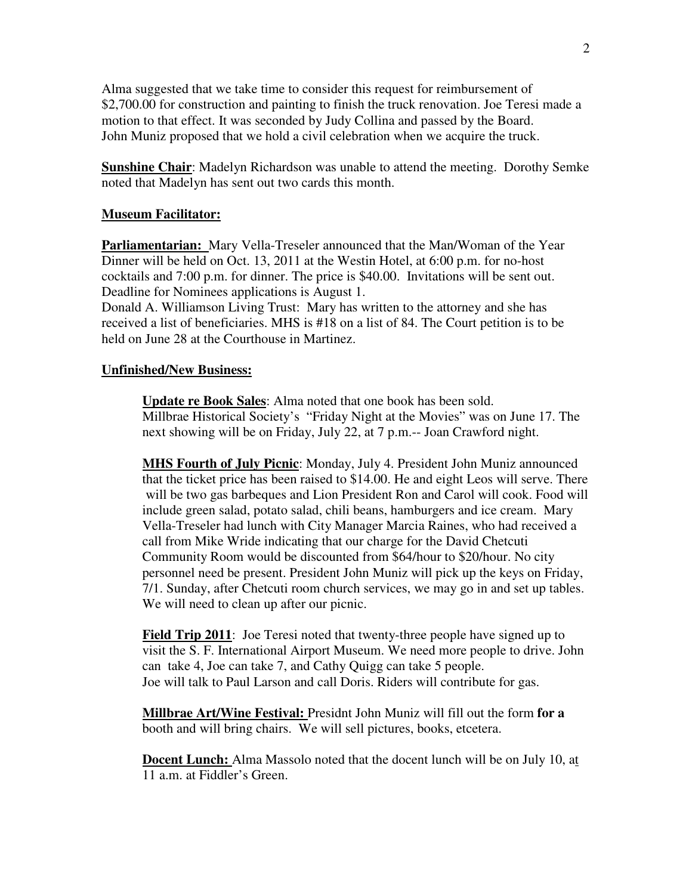Alma suggested that we take time to consider this request for reimbursement of $2,700.00 for construction and painting to finish the truck renovation. Joe Teresi made a motion to that effect. It was seconded by Judy Collina and passed by the Board. John Muniz proposed that we hold a civil celebration when we acquire the truck.

**Sunshine Chair**: Madelyn Richardson was unable to attend the meeting. Dorothy Semke noted that Madelyn has sent out two cards this month.

**Museum Facilitator:**

**Parliamentarian:** Mary Vella-Treseler announced that the Man/Woman of the Year Dinner will be held on Oct. 13, 2011 at the Westin Hotel, at 6:00 p.m. for no-host cocktails and 7:00 p.m. for dinner. The price is $40.00. Invitations will be sent out. Deadline for Nominees applications is August 1.
Donald A. Williamson Living Trust: Mary has written to the attorney and she has received a list of beneficiaries. MHS is #18 on a list of 84. The Court petition is to be held on June 28 at the Courthouse in Martinez.

**Unfinished/New Business:**

**Update re Book Sales**: Alma noted that one book has been sold.
Millbrae Historical Society's "Friday Night at the Movies" was on June 17. The next showing will be on Friday, July 22, at 7 p.m.-- Joan Crawford night.

**MHS Fourth of July Picnic**: Monday, July 4. President John Muniz announced that the ticket price has been raised to $14.00. He and eight Leos will serve. There will be two gas barbeques and Lion President Ron and Carol will cook. Food will include green salad, potato salad, chili beans, hamburgers and ice cream. Mary Vella-Treseler had lunch with City Manager Marcia Raines, who had received a call from Mike Wride indicating that our charge for the David Chetcuti Community Room would be discounted from $64/hour to $20/hour. No city personnel need be present. President John Muniz will pick up the keys on Friday, 7/1. Sunday, after Chetcuti room church services, we may go in and set up tables. We will need to clean up after our picnic.

**Field Trip 2011**: Joe Teresi noted that twenty-three people have signed up to visit the S. F. International Airport Museum. We need more people to drive. John can take 4, Joe can take 7, and Cathy Quigg can take 5 people.
Joe will talk to Paul Larson and call Doris. Riders will contribute for gas.

**Millbrae Art/Wine Festival:** Presidnt John Muniz will fill out the form **for a** booth and will bring chairs. We will sell pictures, books, etcetera.

**Docent Lunch:** Alma Massolo noted that the docent lunch will be on July 10, at 11 a.m. at Fiddler's Green.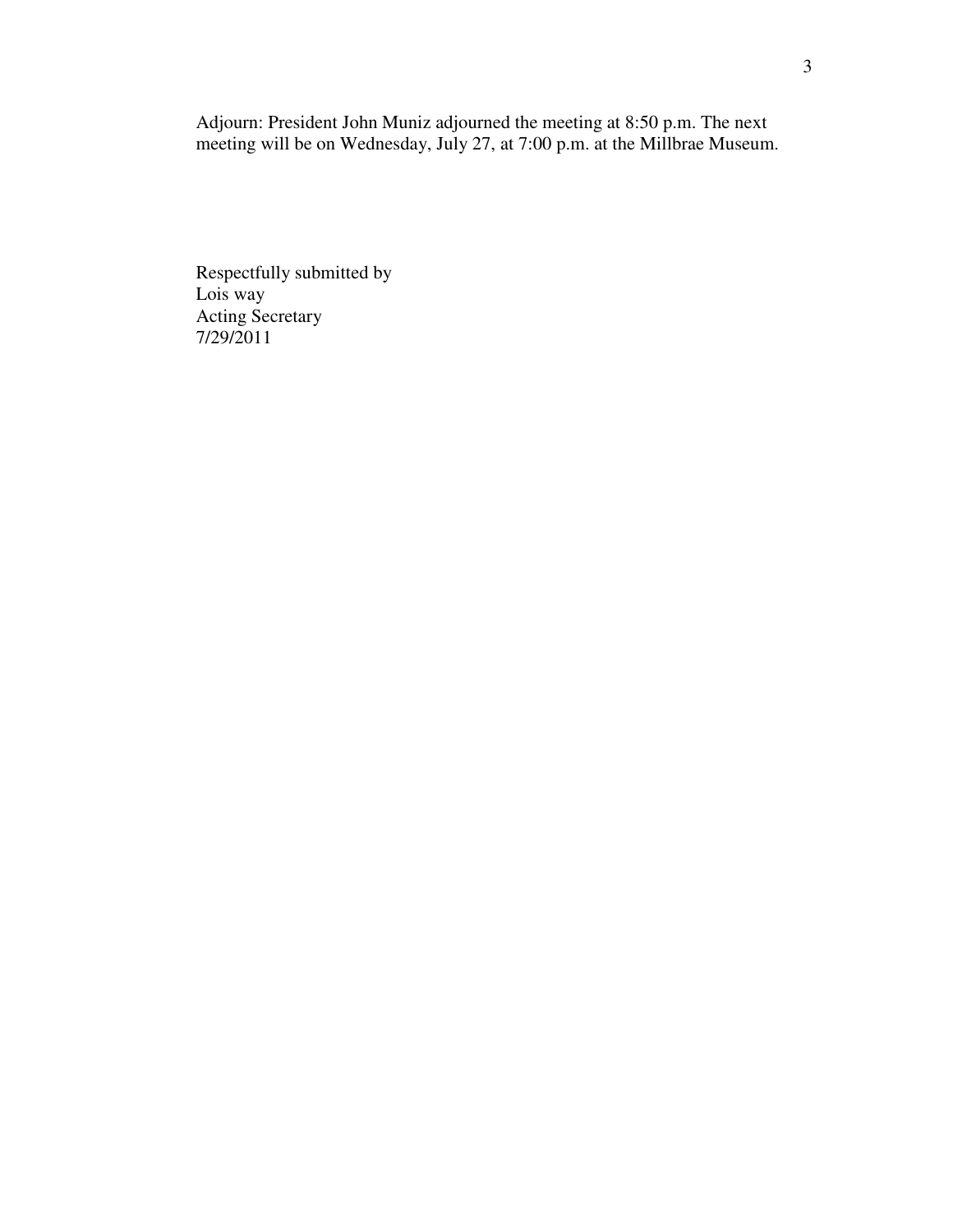Adjourn: President John Muniz adjourned the meeting at 8:50 p.m. The next meeting will be on Wednesday, July 27, at 7:00 p.m. at the Millbrae Museum.

Respectfully submitted by
Lois way
Acting Secretary
7/29/2011